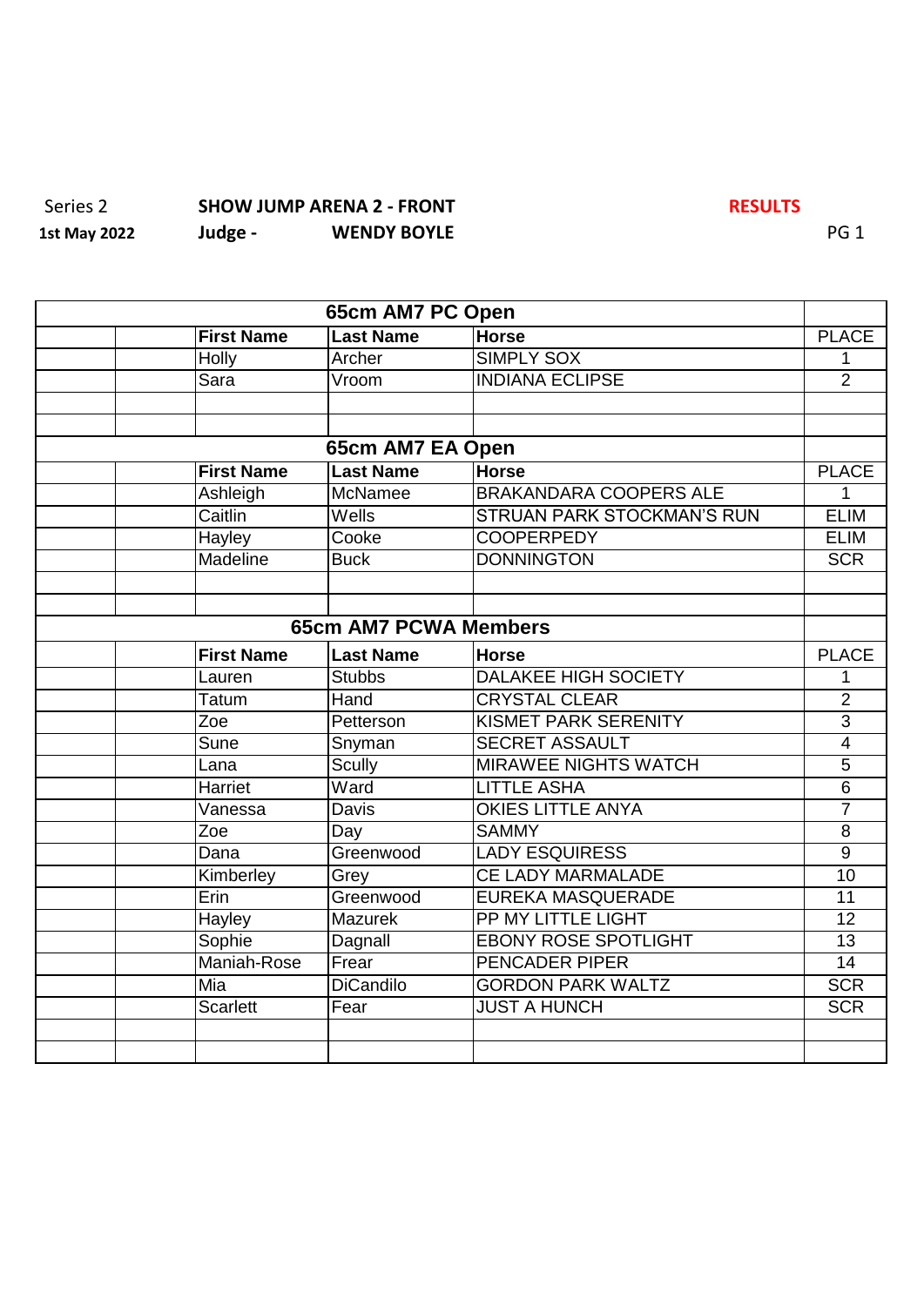Series 2 **SHOW JUMP ARENA 2 - FRONT** **RESULTS**

**1st May 2022** **Judge - WENDY BOYLE** PG 1

| 65cm AM7 PC Open | | | | | |
|---|---|---|---|---|---|
| | | **First Name** | **Last Name** | **Horse** | PLACE |
| | | Holly | Archer | SIMPLY SOX | 1 |
| | | Sara | Vroom | INDIANA ECLIPSE | 2 |
| | | | | | |
| | | | | | |

| 65cm AM7 EA Open | | | | | |
|---|---|---|---|---|---|
| | | **First Name** | **Last Name** | **Horse** | PLACE |
| | | Ashleigh | McNamee | BRAKANDARA COOPERS ALE | 1 |
| | | Caitlin | Wells | STRUAN PARK STOCKMAN'S RUN | ELIM |
| | | Hayley | Cooke | COOPERPEDY | ELIM |
| | | Madeline | Buck | DONNINGTON | SCR |
| | | | | | |
| | | | | | |

| 65cm AM7 PCWA Members | | | | | |
|---|---|---|---|---|---|
| | | **First Name** | **Last Name** | **Horse** | PLACE |
| | | Lauren | Stubbs | DALAKEE HIGH SOCIETY | 1 |
| | | Tatum | Hand | CRYSTAL CLEAR | 2 |
| | | Zoe | Petterson | KISMET PARK SERENITY | 3 |
| | | Sune | Snyman | SECRET ASSAULT | 4 |
| | | Lana | Scully | MIRAWEE NIGHTS WATCH | 5 |
| | | Harriet | Ward | LITTLE ASHA | 6 |
| | | Vanessa | Davis | OKIES LITTLE ANYA | 7 |
| | | Zoe | Day | SAMMY | 8 |
| | | Dana | Greenwood | LADY ESQUIRESS | 9 |
| | | Kimberley | Grey | CE LADY MARMALADE | 10 |
| | | Erin | Greenwood | EUREKA MASQUERADE | 11 |
| | | Hayley | Mazurek | PP MY LITTLE LIGHT | 12 |
| | | Sophie | Dagnall | EBONY ROSE SPOTLIGHT | 13 |
| | | Maniah-Rose | Frear | PENCADER PIPER | 14 |
| | | Mia | DiCandilo | GORDON PARK WALTZ | SCR |
| | | Scarlett | Fear | JUST A HUNCH | SCR |
| | | | | | |
| | | | | | |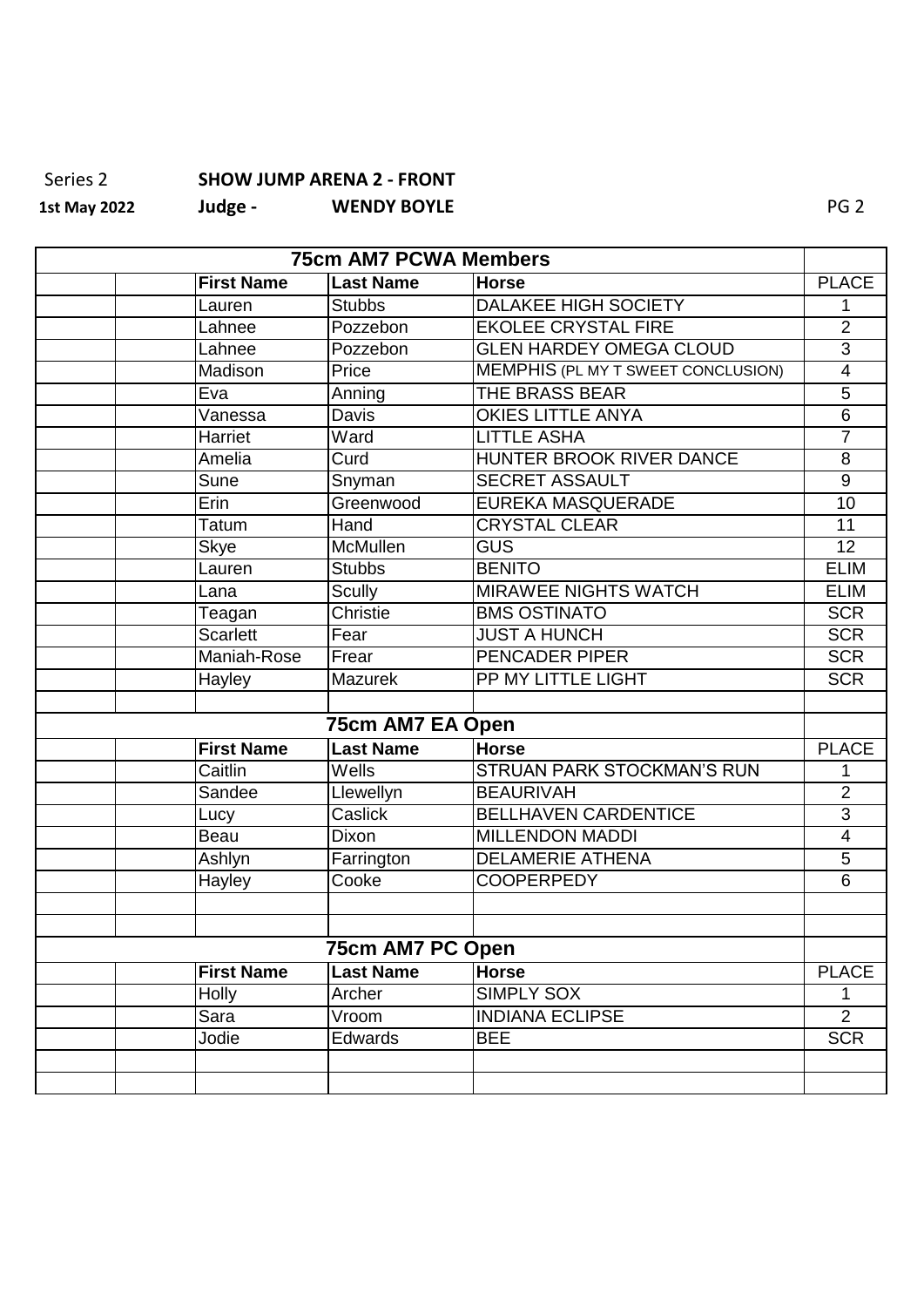Series 2 **SHOW JUMP ARENA 2 - FRONT**

**1st May 2022** **Judge - WENDY BOYLE**

## 75cm AM7 PCWA Members

| First Name | Last Name | Horse | PLACE |
|---|---|---|---|
| Lauren | Stubbs | DALAKEE HIGH SOCIETY | 1 |
| Lahnee | Pozzebon | EKOLEE CRYSTAL FIRE | 2 |
| Lahnee | Pozzebon | GLEN HARDEY OMEGA CLOUD | 3 |
| Madison | Price | MEMPHIS (PL MY T SWEET CONCLUSION) | 4 |
| Eva | Anning | THE BRASS BEAR | 5 |
| Vanessa | Davis | OKIES LITTLE ANYA | 6 |
| Harriet | Ward | LITTLE ASHA | 7 |
| Amelia | Curd | HUNTER BROOK RIVER DANCE | 8 |
| Sune | Snyman | SECRET ASSAULT | 9 |
| Erin | Greenwood | EUREKA MASQUERADE | 10 |
| Tatum | Hand | CRYSTAL CLEAR | 11 |
| Skye | McMullen | GUS | 12 |
| Lauren | Stubbs | BENITO | ELIM |
| Lana | Scully | MIRAWEE NIGHTS WATCH | ELIM |
| Teagan | Christie | BMS OSTINATO | SCR |
| Scarlett | Fear | JUST A HUNCH | SCR |
| Maniah-Rose | Frear | PENCADER PIPER | SCR |
| Hayley | Mazurek | PP MY LITTLE LIGHT | SCR |

## 75cm AM7 EA Open

| First Name | Last Name | Horse | PLACE |
|---|---|---|---|
| Caitlin | Wells | STRUAN PARK STOCKMAN'S RUN | 1 |
| Sandee | Llewellyn | BEAURIVAH | 2 |
| Lucy | Caslick | BELLHAVEN CARDENTICE | 3 |
| Beau | Dixon | MILLENDON MADDI | 4 |
| Ashlyn | Farrington | DELAMERIE ATHENA | 5 |
| Hayley | Cooke | COOPERPEDY | 6 |

## 75cm AM7 PC Open

| First Name | Last Name | Horse | PLACE |
|---|---|---|---|
| Holly | Archer | SIMPLY SOX | 1 |
| Sara | Vroom | INDIANA ECLIPSE | 2 |
| Jodie | Edwards | BEE | SCR |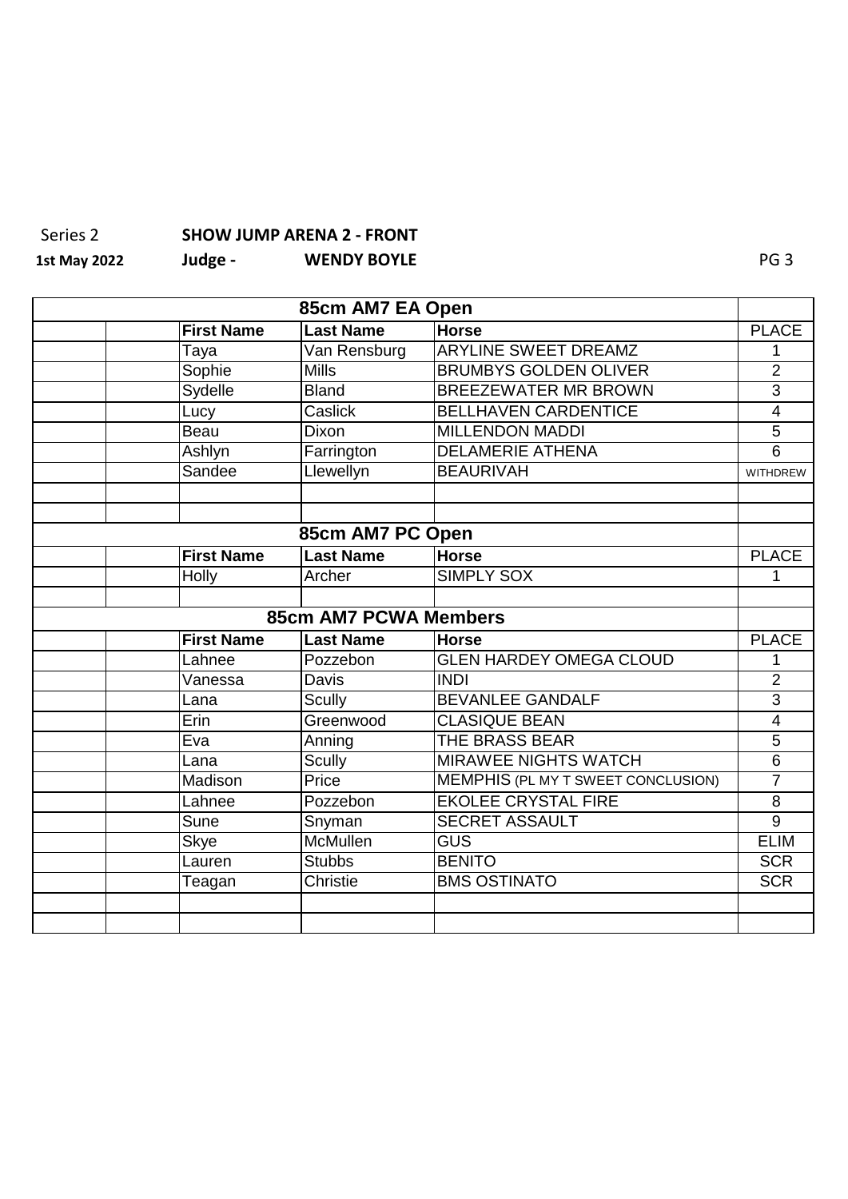Series 2 **SHOW JUMP ARENA 2 - FRONT**

**1st May 2022** **Judge -** **WENDY BOYLE**

| | | | | | |
|---|---|---|---|---|---|
| **85cm AM7 EA Open** | | | | | |
| | | **First Name** | **Last Name** | **Horse** | PLACE |
| | | Taya | Van Rensburg | ARYLINE SWEET DREAMZ | 1 |
| | | Sophie | Mills | BRUMBYS GOLDEN OLIVER | 2 |
| | | Sydelle | Bland | BREEZEWATER MR BROWN | 3 |
| | | Lucy | Caslick | BELLHAVEN CARDENTICE | 4 |
| | | Beau | Dixon | MILLENDON MADDI | 5 |
| | | Ashlyn | Farrington | DELAMERIE ATHENA | 6 |
| | | Sandee | Llewellyn | BEAURIVAH | WITHDREW |
| | | | | | |
| | | | | | |
| **85cm AM7 PC Open** | | | | | |
| | | **First Name** | **Last Name** | **Horse** | PLACE |
| | | Holly | Archer | SIMPLY SOX | 1 |
| | | | | | |
| **85cm AM7 PCWA Members** | | | | | |
| | | **First Name** | **Last Name** | **Horse** | PLACE |
| | | Lahnee | Pozzebon | GLEN HARDEY OMEGA CLOUD | 1 |
| | | Vanessa | Davis | INDI | 2 |
| | | Lana | Scully | BEVANLEE GANDALF | 3 |
| | | Erin | Greenwood | CLASIQUE BEAN | 4 |
| | | Eva | Anning | THE BRASS BEAR | 5 |
| | | Lana | Scully | MIRAWEE NIGHTS WATCH | 6 |
| | | Madison | Price | MEMPHIS (PL MY T SWEET CONCLUSION) | 7 |
| | | Lahnee | Pozzebon | EKOLEE CRYSTAL FIRE | 8 |
| | | Sune | Snyman | SECRET ASSAULT | 9 |
| | | Skye | McMullen | GUS | ELIM |
| | | Lauren | Stubbs | BENITO | SCR |
| | | Teagan | Christie | BMS OSTINATO | SCR |
| | | | | | |
| | | | | | |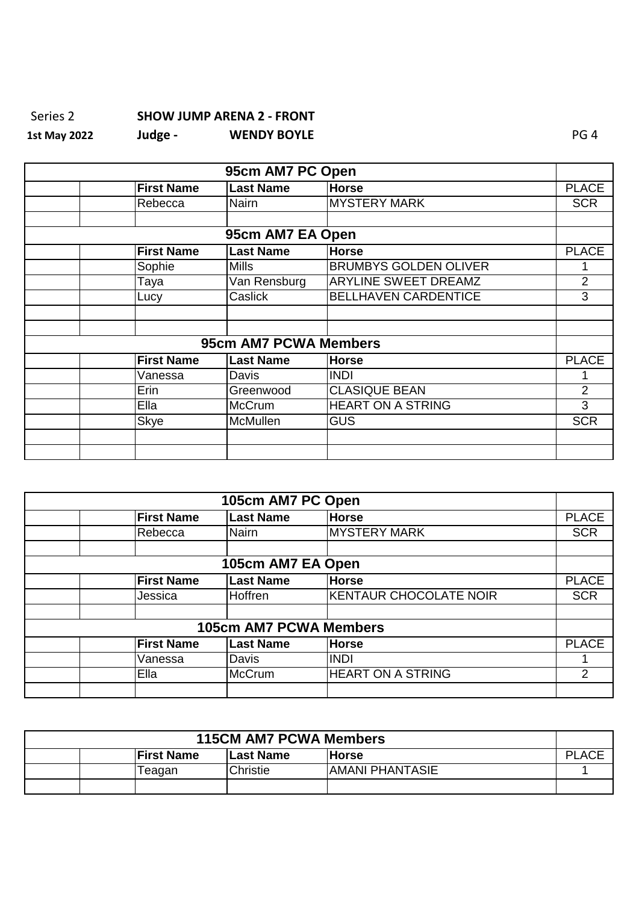Series 2 **SHOW JUMP ARENA 2 - FRONT**

**1st May 2022** **Judge -** **WENDY BOYLE**

| | | | | | |
|---|---|---|---|---|---|
| | | | **95cm AM7 PC Open** | | |
| | | **First Name** | **Last Name** | **Horse** | PLACE |
| | | Rebecca | Nairn | MYSTERY MARK | SCR |
| | | | | | |
| | | | **95cm AM7 EA Open** | | |
| | | **First Name** | **Last Name** | **Horse** | PLACE |
| | | Sophie | Mills | BRUMBYS GOLDEN OLIVER | 1 |
| | | Taya | Van Rensburg | ARYLINE SWEET DREAMZ | 2 |
| | | Lucy | Caslick | BELLHAVEN CARDENTICE | 3 |
| | | | | | |
| | | | | | |
| | | | **95cm AM7 PCWA Members** | | |
| | | **First Name** | **Last Name** | **Horse** | PLACE |
| | | Vanessa | Davis | INDI | 1 |
| | | Erin | Greenwood | CLASIQUE BEAN | 2 |
| | | Ella | McCrum | HEART ON A STRING | 3 |
| | | Skye | McMullen | GUS | SCR |
| | | | | | |
| | | | | | |

| | | | | | |
|---|---|---|---|---|---|
| | | | **105cm AM7 PC Open** | | |
| | | **First Name** | **Last Name** | **Horse** | PLACE |
| | | Rebecca | Nairn | MYSTERY MARK | SCR |
| | | | | | |
| | | | **105cm AM7 EA Open** | | |
| | | **First Name** | **Last Name** | **Horse** | PLACE |
| | | Jessica | Hoffren | KENTAUR CHOCOLATE NOIR | SCR |
| | | | | | |
| | | | **105cm AM7 PCWA Members** | | |
| | | **First Name** | **Last Name** | **Horse** | PLACE |
| | | Vanessa | Davis | INDI | 1 |
| | | Ella | McCrum | HEART ON A STRING | 2 |
| | | | | | |

| | | | | | |
|---|---|---|---|---|---|
| | | | **115CM AM7 PCWA Members** | | |
| | | **First Name** | **Last Name** | **Horse** | PLACE |
| | | Teagan | Christie | AMANI PHANTASIE | 1 |
| | | | | | |